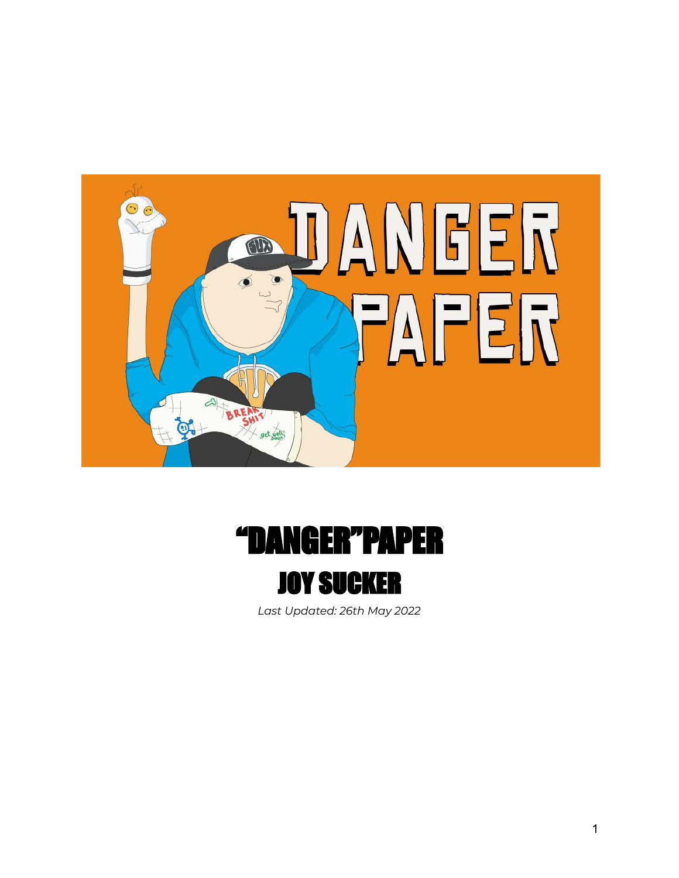# "DANGER"PAPER

## JOY SUCKER

*Last Updated: 26th May 2022*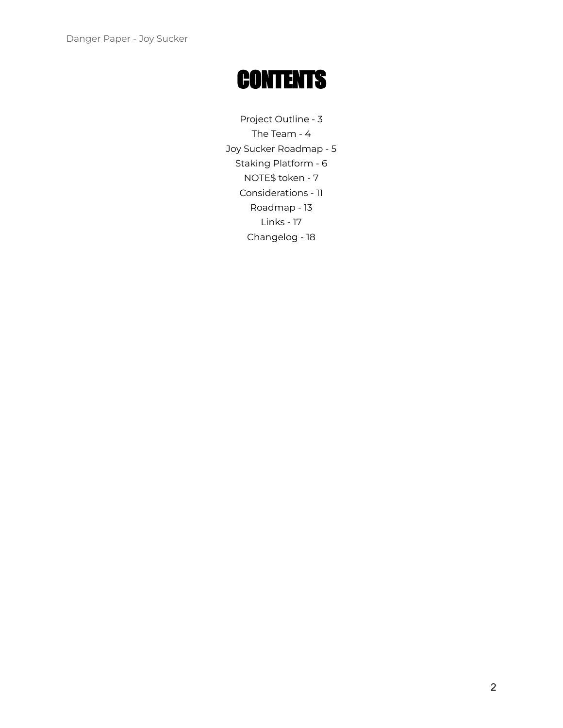# CONTENTS

Project Outline - 3
The Team - 4
Joy Sucker Roadmap - 5
Staking Platform - 6
NOTE$ token - 7
Considerations - 11
Roadmap - 13
Links - 17
Changelog - 18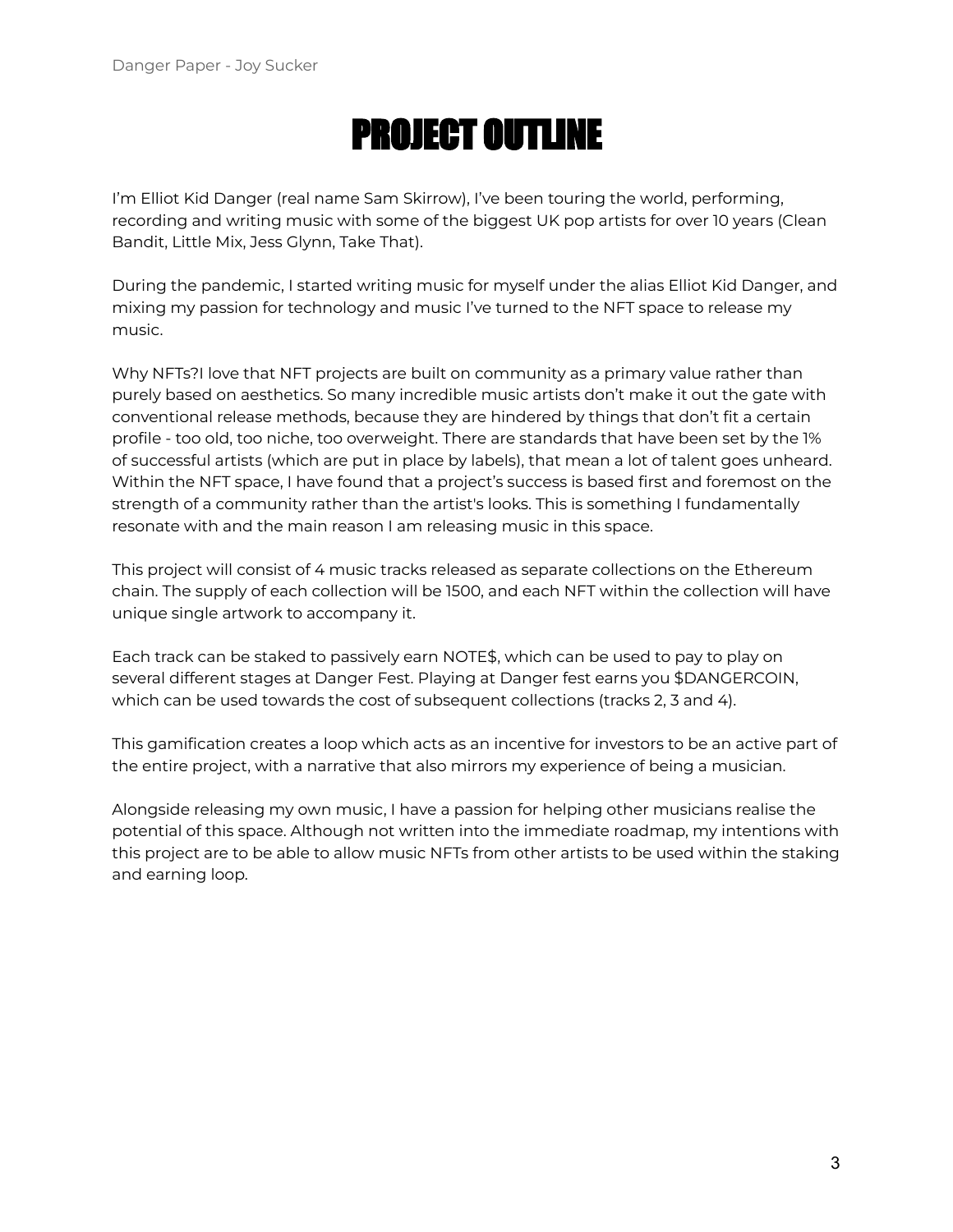# PROJECT OUTLINE

I'm Elliot Kid Danger (real name Sam Skirrow), I've been touring the world, performing, recording and writing music with some of the biggest UK pop artists for over 10 years (Clean Bandit, Little Mix, Jess Glynn, Take That).

During the pandemic, I started writing music for myself under the alias Elliot Kid Danger, and mixing my passion for technology and music I've turned to the NFT space to release my music.

Why NFTs?I love that NFT projects are built on community as a primary value rather than purely based on aesthetics. So many incredible music artists don't make it out the gate with conventional release methods, because they are hindered by things that don't fit a certain profile - too old, too niche, too overweight. There are standards that have been set by the 1% of successful artists (which are put in place by labels), that mean a lot of talent goes unheard. Within the NFT space, I have found that a project's success is based first and foremost on the strength of a community rather than the artist's looks. This is something I fundamentally resonate with and the main reason I am releasing music in this space.

This project will consist of 4 music tracks released as separate collections on the Ethereum chain. The supply of each collection will be 1500, and each NFT within the collection will have unique single artwork to accompany it.

Each track can be staked to passively earn NOTE$, which can be used to pay to play on several different stages at Danger Fest. Playing at Danger fest earns you $DANGERCOIN, which can be used towards the cost of subsequent collections (tracks 2, 3 and 4).

This gamification creates a loop which acts as an incentive for investors to be an active part of the entire project, with a narrative that also mirrors my experience of being a musician.

Alongside releasing my own music, I have a passion for helping other musicians realise the potential of this space. Although not written into the immediate roadmap, my intentions with this project are to be able to allow music NFTs from other artists to be used within the staking and earning loop.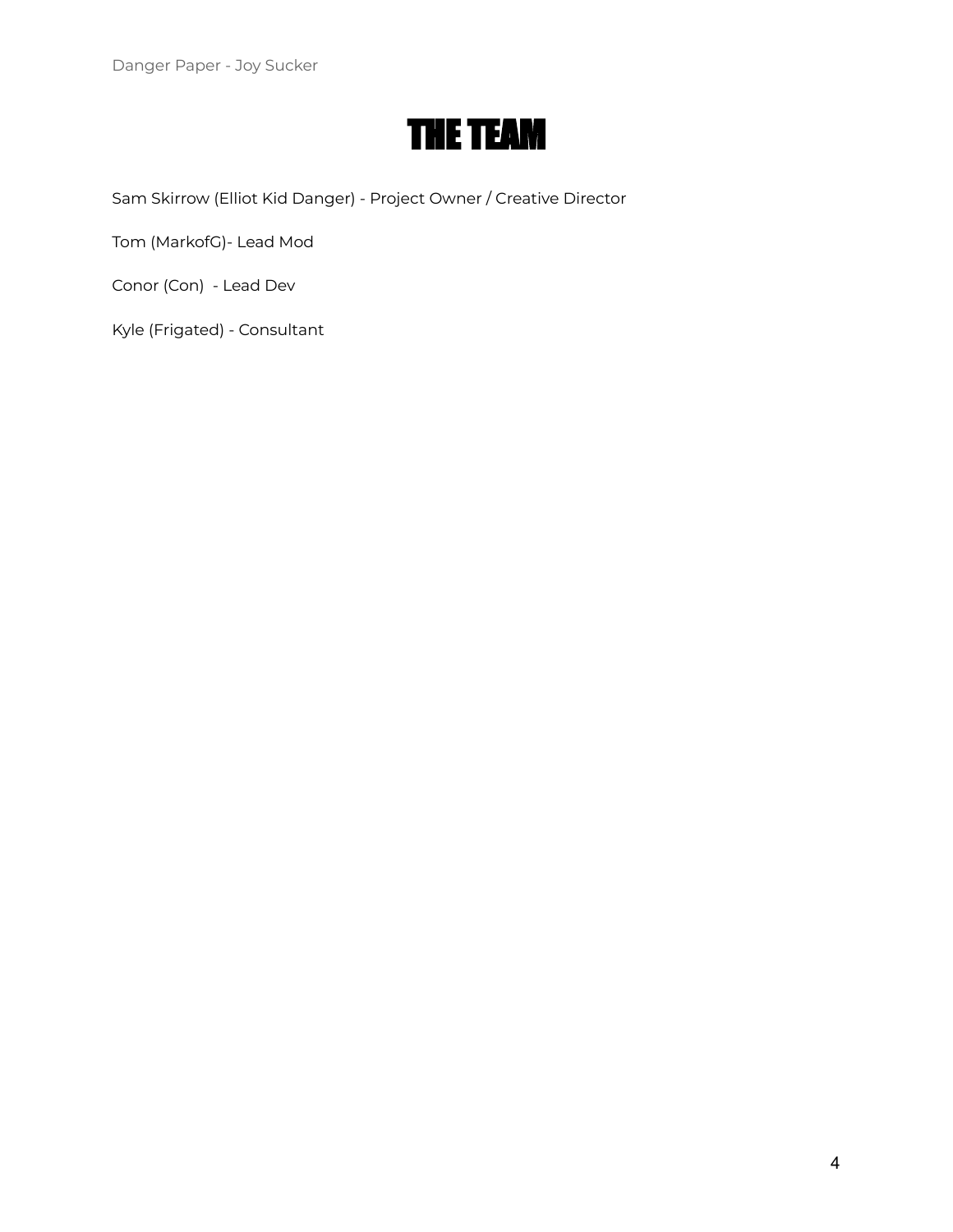# THE TEAM

Sam Skirrow (Elliot Kid Danger) - Project Owner / Creative Director

Tom (MarkofG)- Lead Mod

Conor (Con)  - Lead Dev

Kyle (Frigated) - Consultant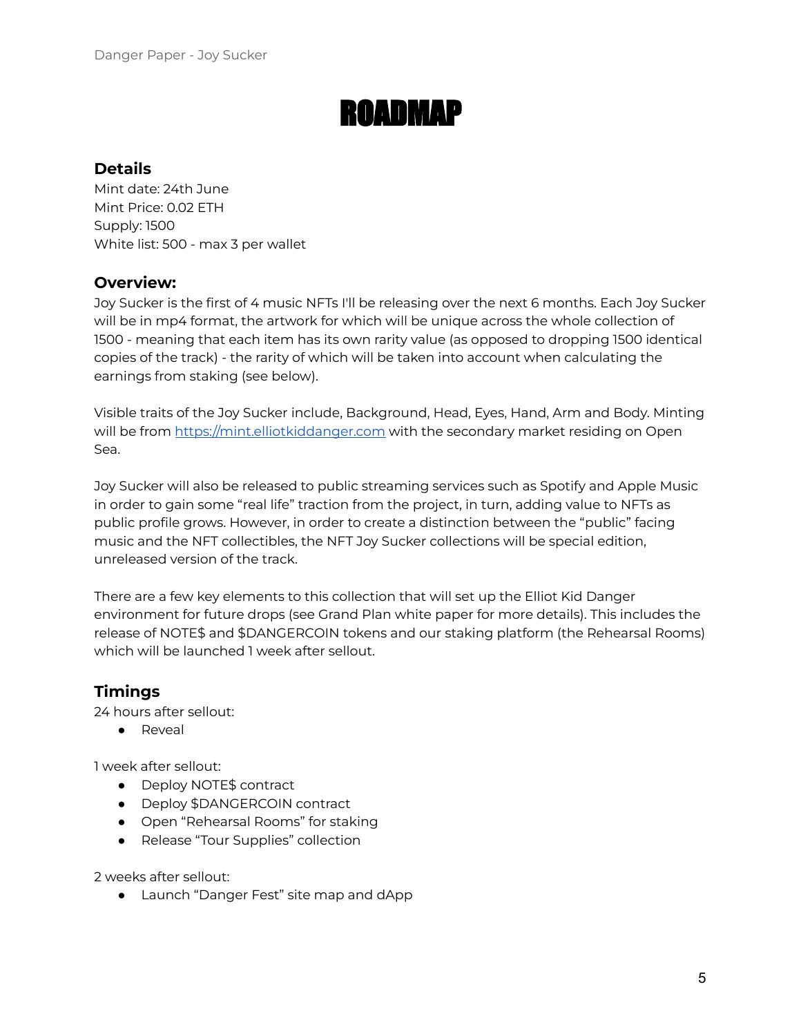# ROADMAP

## Details

Mint date: 24th June
Mint Price: 0.02 ETH
Supply: 1500
White list: 500 - max 3 per wallet

## Overview:

Joy Sucker is the first of 4 music NFTs I'll be releasing over the next 6 months. Each Joy Sucker will be in mp4 format, the artwork for which will be unique across the whole collection of 1500 - meaning that each item has its own rarity value (as opposed to dropping 1500 identical copies of the track) - the rarity of which will be taken into account when calculating the earnings from staking (see below).

Visible traits of the Joy Sucker include, Background, Head, Eyes, Hand, Arm and Body. Minting will be from [https://mint.elliotkiddanger.com](https://mint.elliotkiddanger.com) with the secondary market residing on Open Sea.

Joy Sucker will also be released to public streaming services such as Spotify and Apple Music in order to gain some "real life" traction from the project, in turn, adding value to NFTs as public profile grows. However, in order to create a distinction between the "public" facing music and the NFT collectibles, the NFT Joy Sucker collections will be special edition, unreleased version of the track.

There are a few key elements to this collection that will set up the Elliot Kid Danger environment for future drops (see Grand Plan white paper for more details). This includes the release of NOTE$ and $DANGERCOIN tokens and our staking platform (the Rehearsal Rooms) which will be launched 1 week after sellout.

## Timings

24 hours after sellout:

- Reveal

1 week after sellout:

- Deploy NOTE$ contract
- Deploy $DANGERCOIN contract
- Open "Rehearsal Rooms" for staking
- Release "Tour Supplies" collection

2 weeks after sellout:

- Launch "Danger Fest" site map and dApp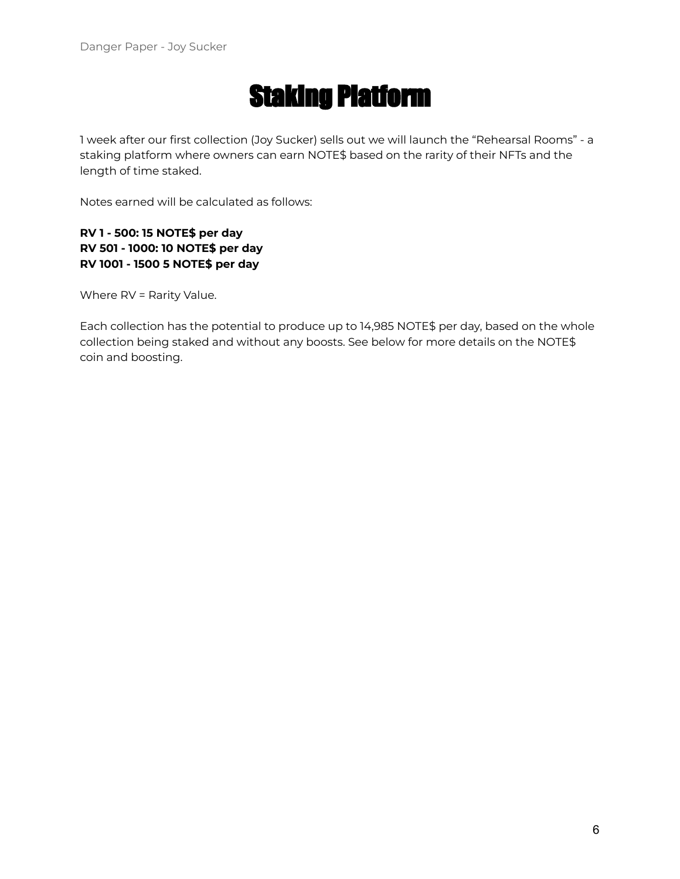# Staking Platform

1 week after our first collection (Joy Sucker) sells out we will launch the "Rehearsal Rooms" - a staking platform where owners can earn NOTE$ based on the rarity of their NFTs and the length of time staked.

Notes earned will be calculated as follows:

**RV 1 - 500: 15 NOTE$ per day**
**RV 501 - 1000: 10 NOTE$ per day**
**RV 1001 - 1500 5 NOTE$ per day**

Where RV = Rarity Value.

Each collection has the potential to produce up to 14,985 NOTE$ per day, based on the whole collection being staked and without any boosts. See below for more details on the NOTE$ coin and boosting.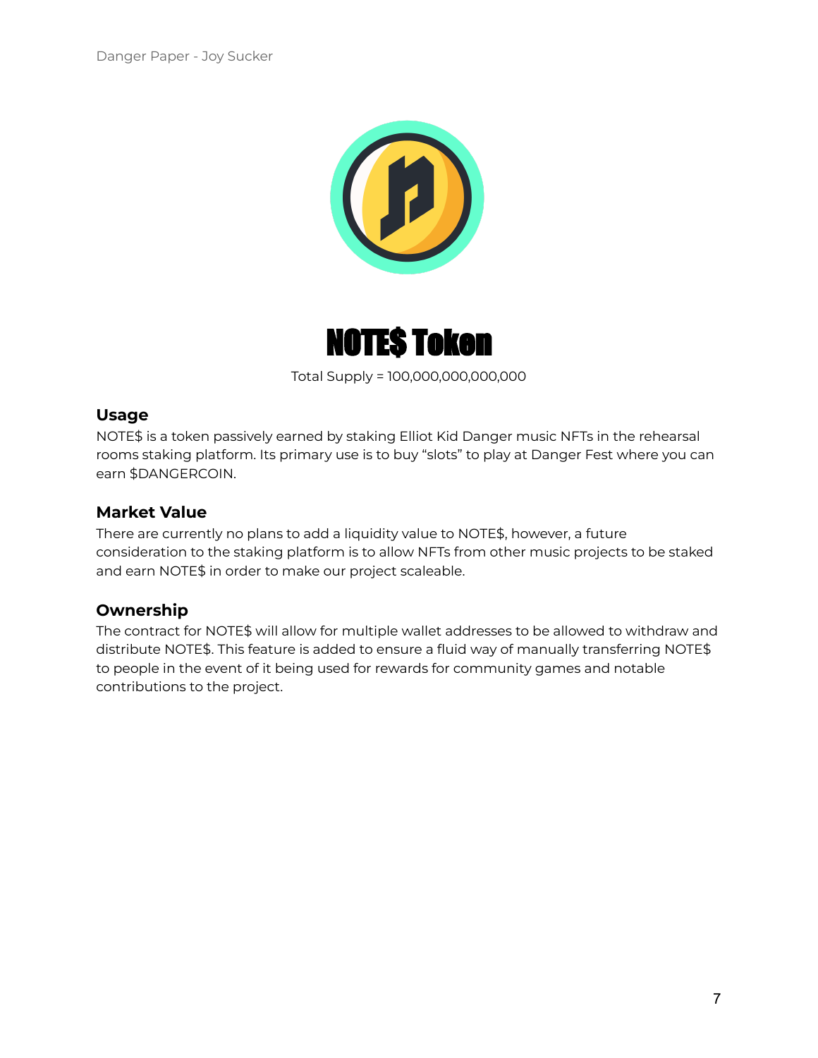# NOTE$ Token

Total Supply = 100,000,000,000,000

### Usage

NOTE$ is a token passively earned by staking Elliot Kid Danger music NFTs in the rehearsal rooms staking platform. Its primary use is to buy "slots" to play at Danger Fest where you can earn $DANGERCOIN.

### Market Value

There are currently no plans to add a liquidity value to NOTE$, however, a future consideration to the staking platform is to allow NFTs from other music projects to be staked and earn NOTE$ in order to make our project scaleable.

### Ownership

The contract for NOTE$ will allow for multiple wallet addresses to be allowed to withdraw and distribute NOTE$. This feature is added to ensure a fluid way of manually transferring NOTE$ to people in the event of it being used for rewards for community games and notable contributions to the project.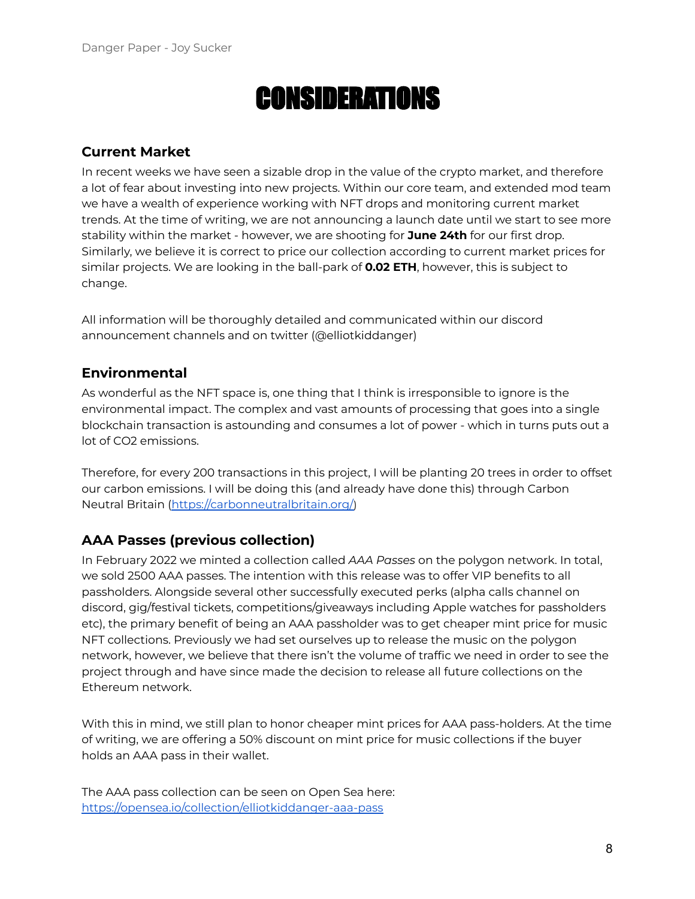# CONSIDERATIONS

## Current Market

In recent weeks we have seen a sizable drop in the value of the crypto market, and therefore a lot of fear about investing into new projects. Within our core team, and extended mod team we have a wealth of experience working with NFT drops and monitoring current market trends. At the time of writing, we are not announcing a launch date until we start to see more stability within the market - however, we are shooting for **June 24th** for our first drop. Similarly, we believe it is correct to price our collection according to current market prices for similar projects. We are looking in the ball-park of **0.02 ETH**, however, this is subject to change.

All information will be thoroughly detailed and communicated within our discord announcement channels and on twitter (@elliotkiddanger)

## Environmental

As wonderful as the NFT space is, one thing that I think is irresponsible to ignore is the environmental impact. The complex and vast amounts of processing that goes into a single blockchain transaction is astounding and consumes a lot of power - which in turns puts out a lot of CO2 emissions.

Therefore, for every 200 transactions in this project, I will be planting 20 trees in order to offset our carbon emissions. I will be doing this (and already have done this) through Carbon Neutral Britain (https://carbonneutralbritain.org/)

## AAA Passes (previous collection)

In February 2022 we minted a collection called *AAA Passes* on the polygon network. In total, we sold 2500 AAA passes. The intention with this release was to offer VIP benefits to all passholders. Alongside several other successfully executed perks (alpha calls channel on discord, gig/festival tickets, competitions/giveaways including Apple watches for passholders etc), the primary benefit of being an AAA passholder was to get cheaper mint price for music NFT collections. Previously we had set ourselves up to release the music on the polygon network, however, we believe that there isn't the volume of traffic we need in order to see the project through and have since made the decision to release all future collections on the Ethereum network.

With this in mind, we still plan to honor cheaper mint prices for AAA pass-holders. At the time of writing, we are offering a 50% discount on mint price for music collections if the buyer holds an AAA pass in their wallet.

The AAA pass collection can be seen on Open Sea here:
https://opensea.io/collection/elliotkiddanger-aaa-pass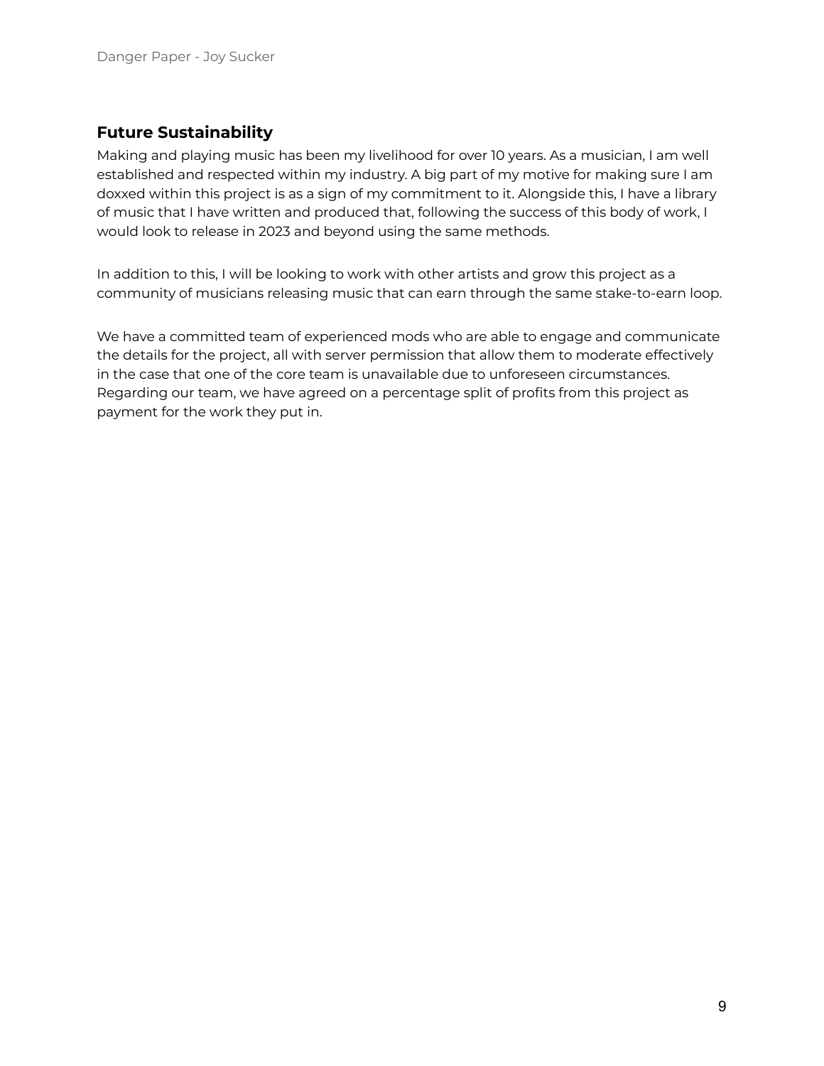## Future Sustainability

Making and playing music has been my livelihood for over 10 years. As a musician, I am well established and respected within my industry. A big part of my motive for making sure I am doxxed within this project is as a sign of my commitment to it. Alongside this, I have a library of music that I have written and produced that, following the success of this body of work, I would look to release in 2023 and beyond using the same methods.

In addition to this, I will be looking to work with other artists and grow this project as a community of musicians releasing music that can earn through the same stake-to-earn loop.

We have a committed team of experienced mods who are able to engage and communicate the details for the project, all with server permission that allow them to moderate effectively in the case that one of the core team is unavailable due to unforeseen circumstances. Regarding our team, we have agreed on a percentage split of profits from this project as payment for the work they put in.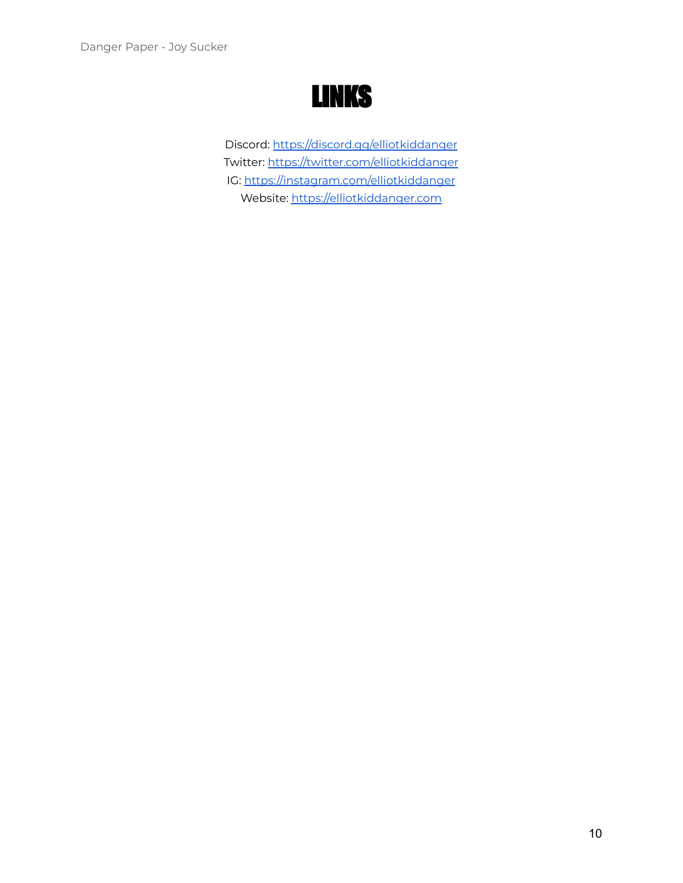# LINKS

Discord: https://discord.gg/elliotkiddanger
Twitter: https://twitter.com/elliotkiddanger
IG: https://instagram.com/elliotkiddanger
Website: https://elliotkiddanger.com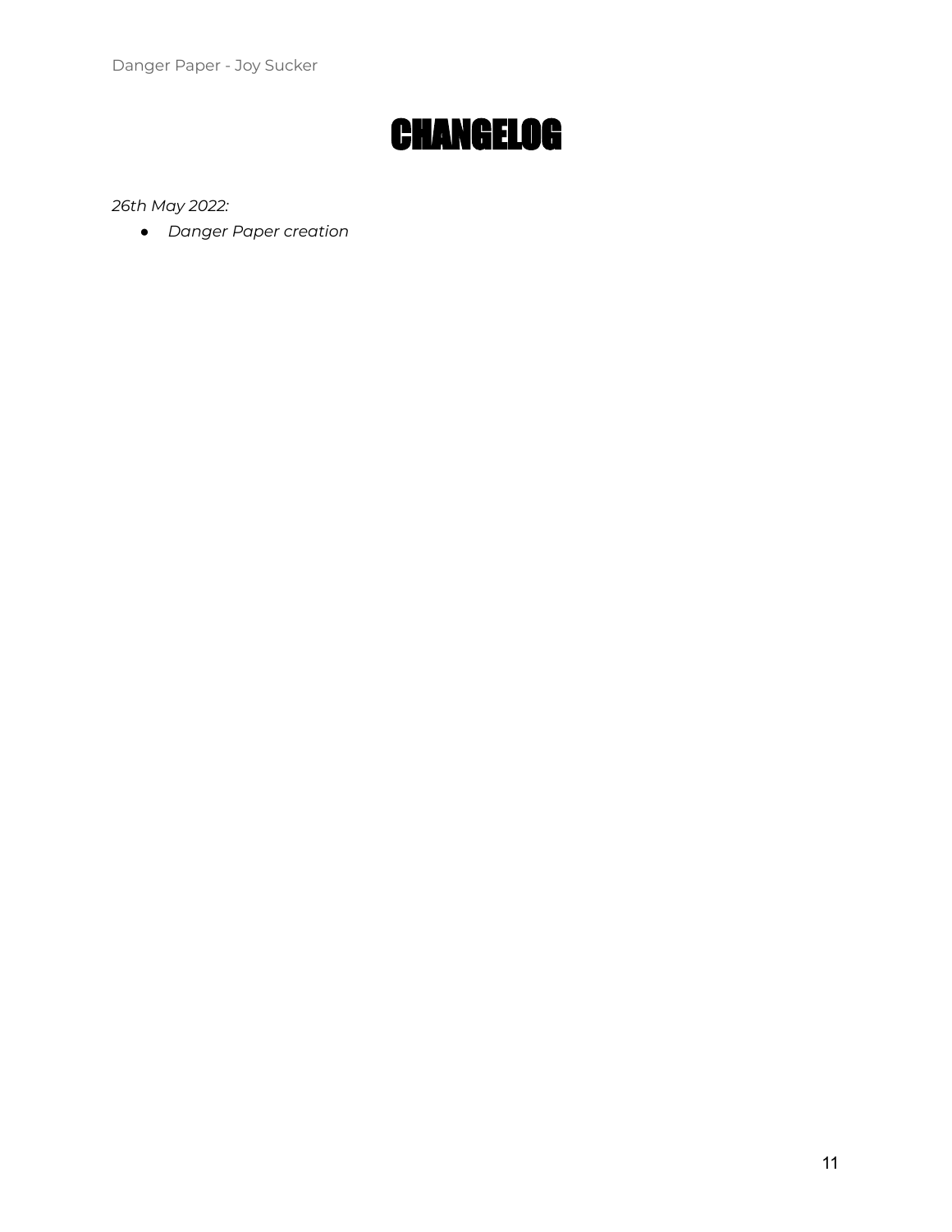# CHANGELOG

*26th May 2022:*

- *Danger Paper creation*